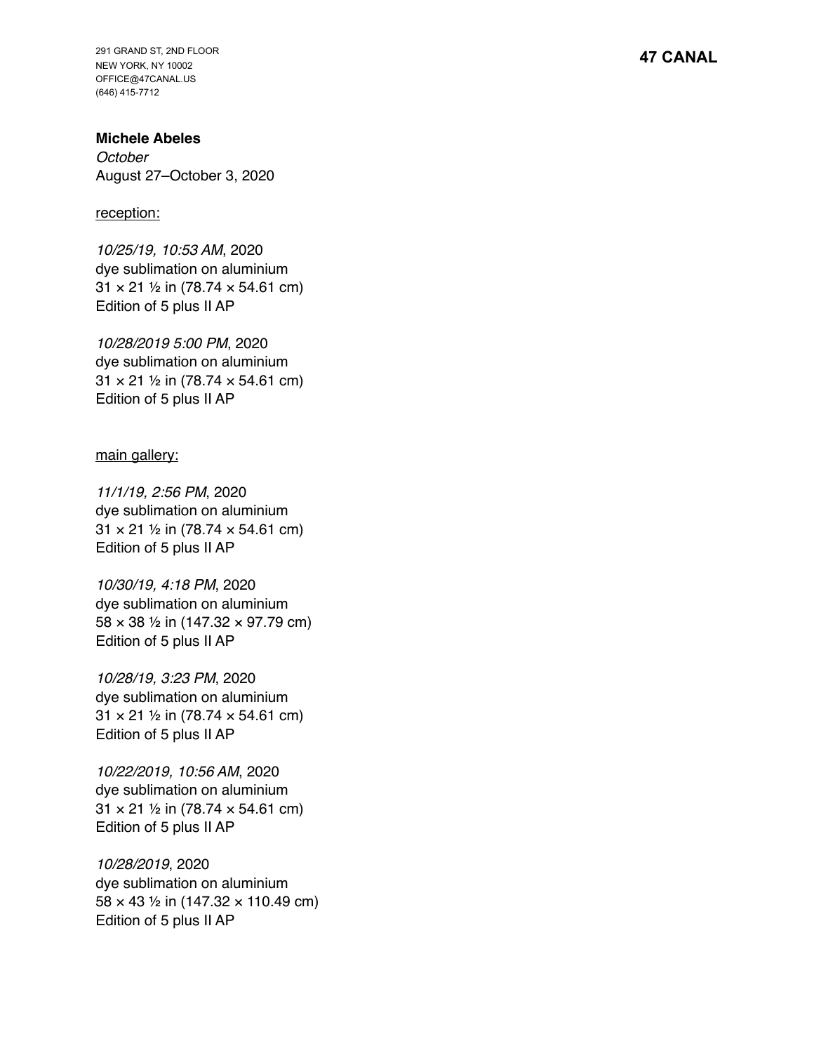291 GRAND ST, 2ND FLOOR
NEW YORK, NY 10002
OFFICE@47CANAL.US
(646) 415-7712

**47 CANAL**

**Michele Abeles**
*October*
August 27–October 3, 2020

<u>reception:</u>

*10/25/19, 10:53 AM*, 2020
dye sublimation on aluminium
31 × 21 ½ in (78.74 × 54.61 cm)
Edition of 5 plus II AP

*10/28/2019 5:00 PM*, 2020
dye sublimation on aluminium
31 × 21 ½ in (78.74 × 54.61 cm)
Edition of 5 plus II AP

<u>main gallery:</u>

*11/1/19, 2:56 PM*, 2020
dye sublimation on aluminium
31 × 21 ½ in (78.74 × 54.61 cm)
Edition of 5 plus II AP

*10/30/19, 4:18 PM*, 2020
dye sublimation on aluminium
58 × 38 ½ in (147.32 × 97.79 cm)
Edition of 5 plus II AP

*10/28/19, 3:23 PM*, 2020
dye sublimation on aluminium
31 × 21 ½ in (78.74 × 54.61 cm)
Edition of 5 plus II AP

*10/22/2019, 10:56 AM*, 2020
dye sublimation on aluminium
31 × 21 ½ in (78.74 × 54.61 cm)
Edition of 5 plus II AP

*10/28/2019*, 2020
dye sublimation on aluminium
58 × 43 ½ in (147.32 × 110.49 cm)
Edition of 5 plus II AP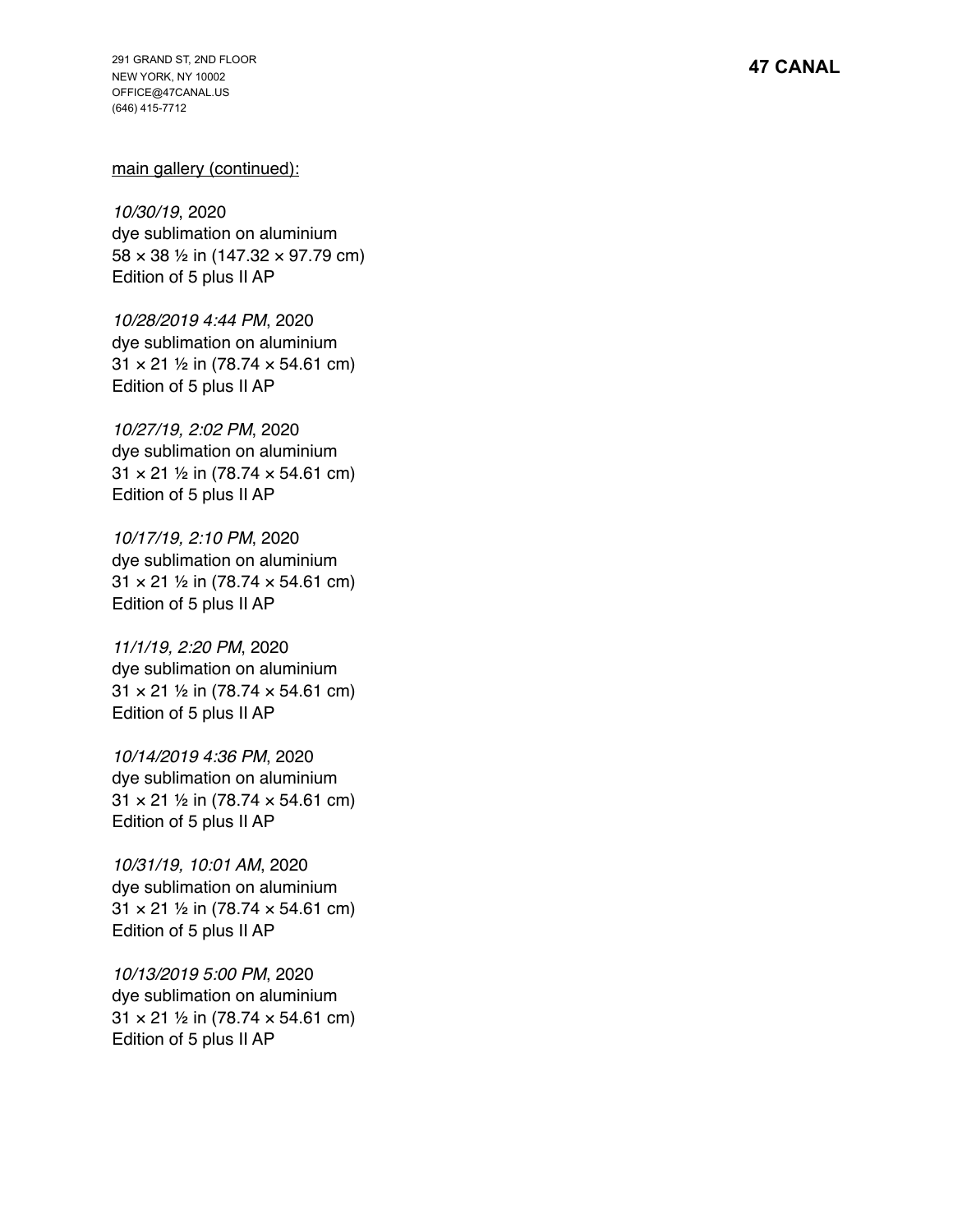main gallery (continued):

*10/30/19*, 2020
dye sublimation on aluminium
58 × 38 ½ in (147.32 × 97.79 cm)
Edition of 5 plus II AP

*10/28/2019 4:44 PM*, 2020
dye sublimation on aluminium
31 × 21 ½ in (78.74 × 54.61 cm)
Edition of 5 plus II AP

*10/27/19, 2:02 PM*, 2020
dye sublimation on aluminium
31 × 21 ½ in (78.74 × 54.61 cm)
Edition of 5 plus II AP

*10/17/19, 2:10 PM*, 2020
dye sublimation on aluminium
31 × 21 ½ in (78.74 × 54.61 cm)
Edition of 5 plus II AP

*11/1/19, 2:20 PM*, 2020
dye sublimation on aluminium
31 × 21 ½ in (78.74 × 54.61 cm)
Edition of 5 plus II AP

*10/14/2019 4:36 PM*, 2020
dye sublimation on aluminium
31 × 21 ½ in (78.74 × 54.61 cm)
Edition of 5 plus II AP

*10/31/19, 10:01 AM*, 2020
dye sublimation on aluminium
31 × 21 ½ in (78.74 × 54.61 cm)
Edition of 5 plus II AP

*10/13/2019 5:00 PM*, 2020
dye sublimation on aluminium
31 × 21 ½ in (78.74 × 54.61 cm)
Edition of 5 plus II AP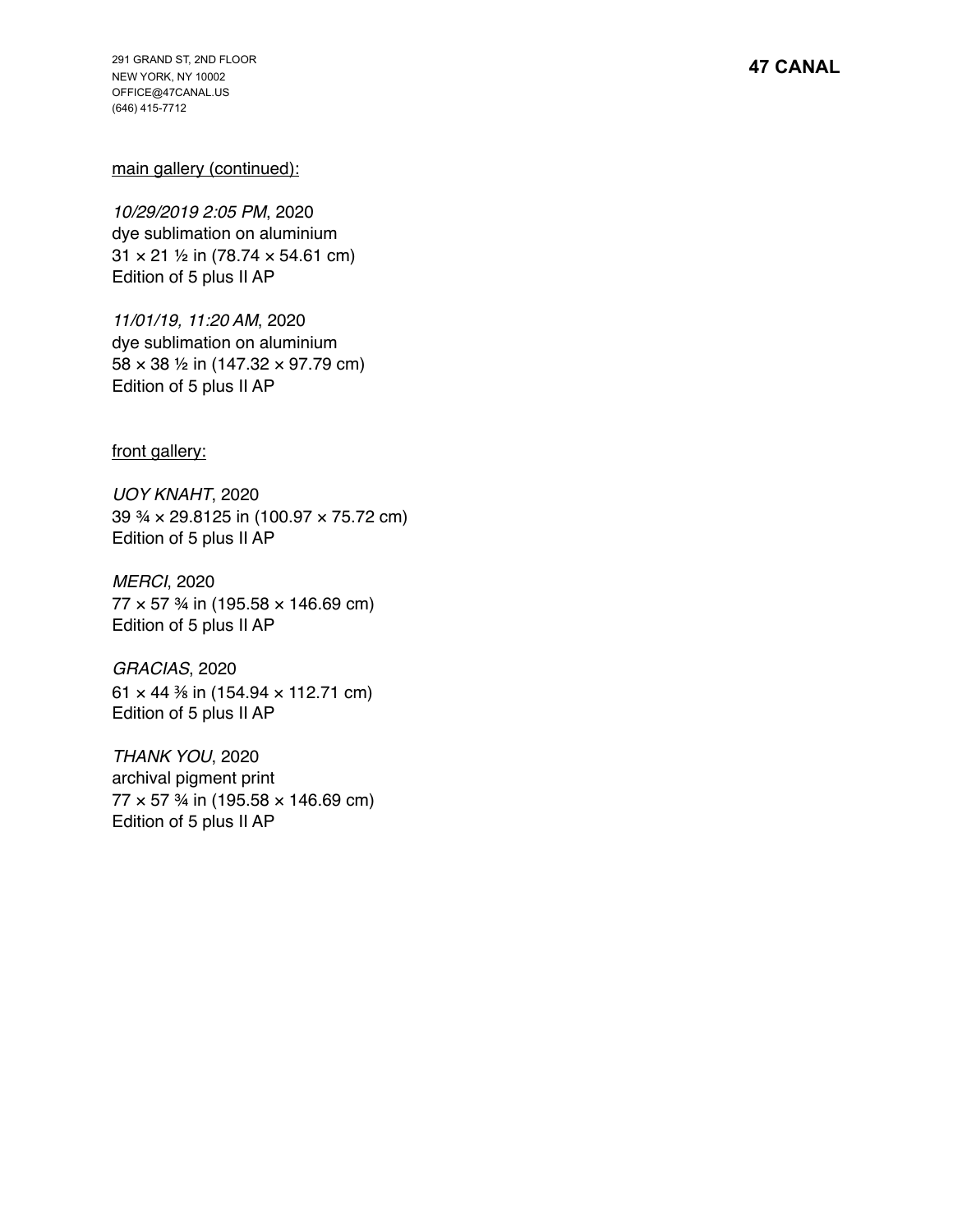**47 CANAL**

291 GRAND ST, 2ND FLOOR
NEW YORK, NY 10002
OFFICE@47CANAL.US
(646) 415-7712

<u>main gallery (continued):</u>

*10/29/2019 2:05 PM*, 2020
dye sublimation on aluminium
31 × 21 ½ in (78.74 × 54.61 cm)
Edition of 5 plus II AP

*11/01/19, 11:20 AM*, 2020
dye sublimation on aluminium
58 × 38 ½ in (147.32 × 97.79 cm)
Edition of 5 plus II AP

<u>front gallery:</u>

*UOY KNAHT*, 2020
39 ¾ × 29.8125 in (100.97 × 75.72 cm)
Edition of 5 plus II AP

*MERCI*, 2020
77 × 57 ¾ in (195.58 × 146.69 cm)
Edition of 5 plus II AP

*GRACIAS*, 2020
61 × 44 ⅜ in (154.94 × 112.71 cm)
Edition of 5 plus II AP

*THANK YOU*, 2020
archival pigment print
77 × 57 ¾ in (195.58 × 146.69 cm)
Edition of 5 plus II AP